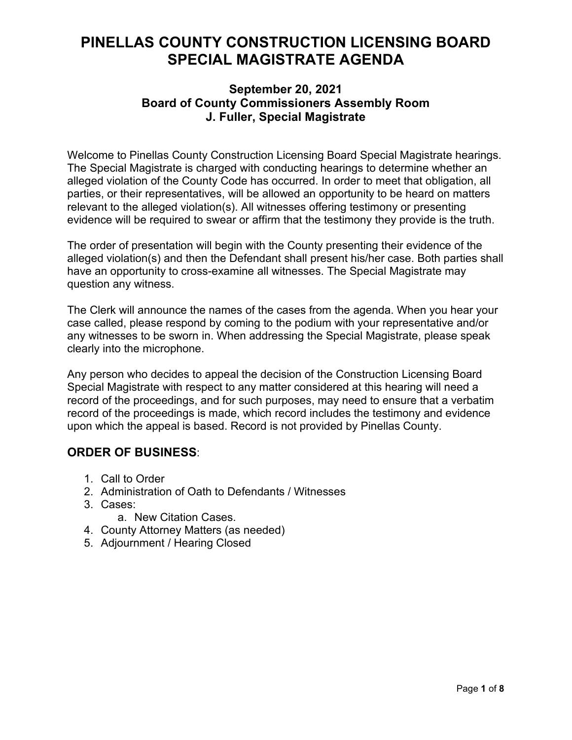# PINELLAS COUNTY CONSTRUCTION LICENSING BOARD SPECIAL MAGISTRATE AGENDA

### September 20, 2021
### Board of County Commissioners Assembly Room
### J. Fuller, Special Magistrate

Welcome to Pinellas County Construction Licensing Board Special Magistrate hearings. The Special Magistrate is charged with conducting hearings to determine whether an alleged violation of the County Code has occurred. In order to meet that obligation, all parties, or their representatives, will be allowed an opportunity to be heard on matters relevant to the alleged violation(s). All witnesses offering testimony or presenting evidence will be required to swear or affirm that the testimony they provide is the truth.

The order of presentation will begin with the County presenting their evidence of the alleged violation(s) and then the Defendant shall present his/her case. Both parties shall have an opportunity to cross-examine all witnesses. The Special Magistrate may question any witness.

The Clerk will announce the names of the cases from the agenda. When you hear your case called, please respond by coming to the podium with your representative and/or any witnesses to be sworn in. When addressing the Special Magistrate, please speak clearly into the microphone.

Any person who decides to appeal the decision of the Construction Licensing Board Special Magistrate with respect to any matter considered at this hearing will need a record of the proceedings, and for such purposes, may need to ensure that a verbatim record of the proceedings is made, which record includes the testimony and evidence upon which the appeal is based. Record is not provided by Pinellas County.

## ORDER OF BUSINESS:

1. Call to Order
2. Administration of Oath to Defendants / Witnesses
3. Cases:
    a. New Citation Cases.
4. County Attorney Matters (as needed)
5. Adjournment / Hearing Closed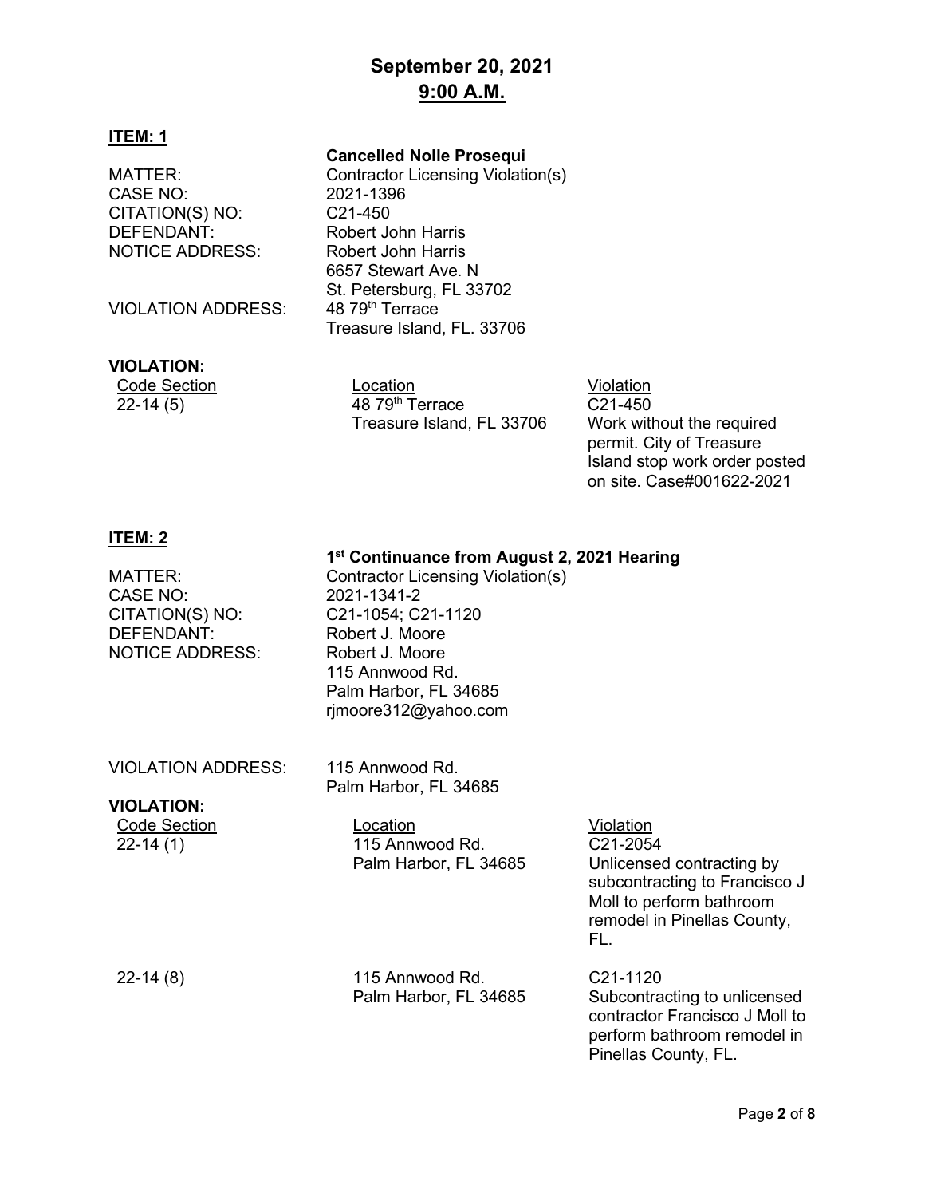# September 20, 2021
## 9:00 A.M.

**ITEM: 1**

**Cancelled Nolle Prosequi**

MATTER: Contractor Licensing Violation(s)
CASE NO: 2021-1396
CITATION(S) NO: C21-450
DEFENDANT: Robert John Harris
NOTICE ADDRESS: Robert John Harris
6657 Stewart Ave. N
St. Petersburg, FL 33702
VIOLATION ADDRESS: 48 79th Terrace
Treasure Island, FL. 33706

**VIOLATION:**

| Code Section | Location | Violation |
|---|---|---|
| 22-14 (5) | 48 79th Terrace Treasure Island, FL 33706 | C21-450 Work without the required permit. City of Treasure Island stop work order posted on site. Case#001622-2021 |

**ITEM: 2**

**1st Continuance from August 2, 2021 Hearing**

MATTER: Contractor Licensing Violation(s)
CASE NO: 2021-1341-2
CITATION(S) NO: C21-1054; C21-1120
DEFENDANT: Robert J. Moore
NOTICE ADDRESS: Robert J. Moore
115 Annwood Rd.
Palm Harbor, FL 34685
rjmoore312@yahoo.com

VIOLATION ADDRESS: 115 Annwood Rd.
Palm Harbor, FL 34685

**VIOLATION:**

| Code Section | Location | Violation |
|---|---|---|
| 22-14 (1) | 115 Annwood Rd. Palm Harbor, FL 34685 | C21-2054 Unlicensed contracting by subcontracting to Francisco J Moll to perform bathroom remodel in Pinellas County, FL. |
| 22-14 (8) | 115 Annwood Rd. Palm Harbor, FL 34685 | C21-1120 Subcontracting to unlicensed contractor Francisco J Moll to perform bathroom remodel in Pinellas County, FL. |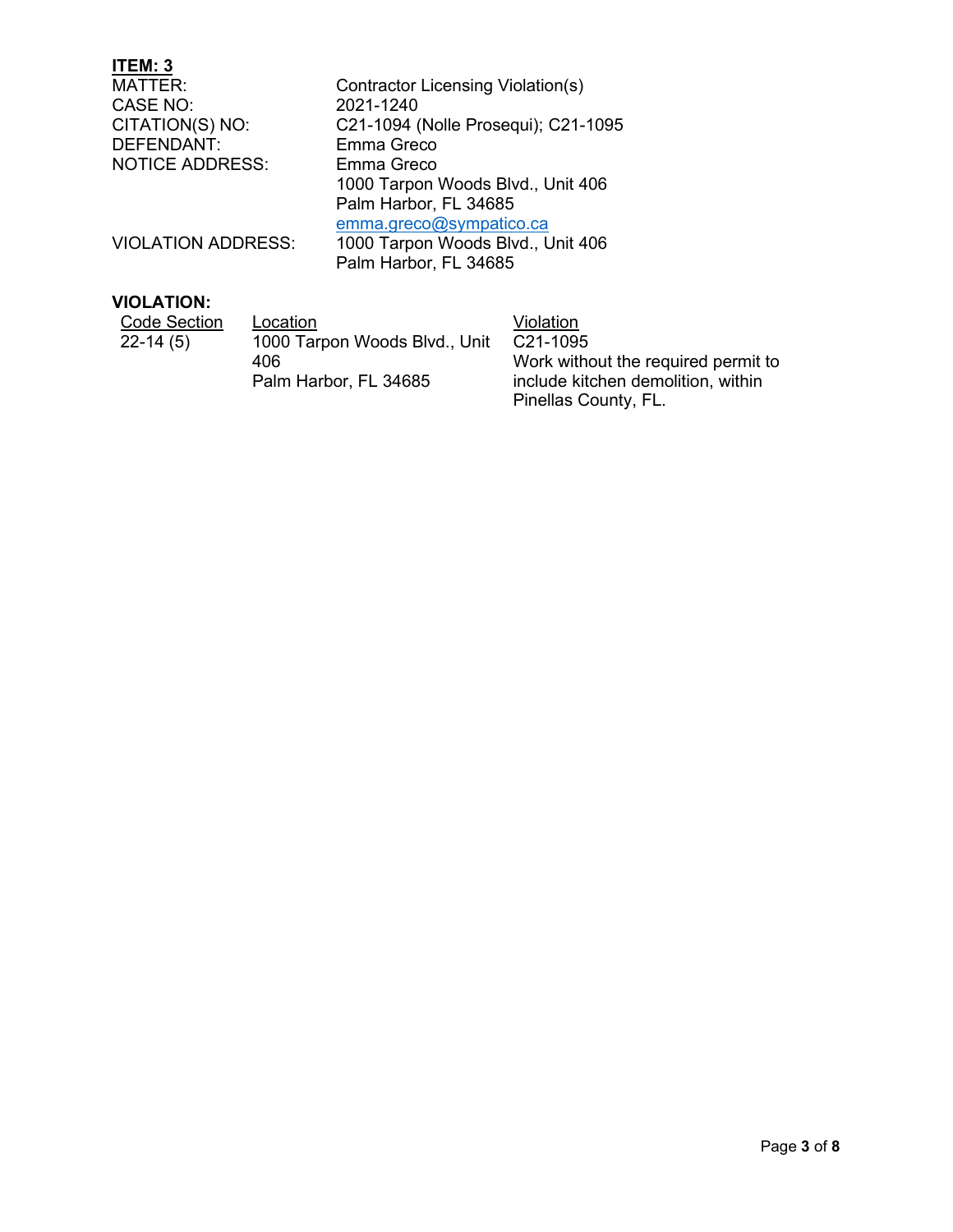**ITEM: 3**

| | |
|---|---|
| MATTER: | Contractor Licensing Violation(s) |
| CASE NO: | 2021-1240 |
| CITATION(S) NO: | C21-1094 (Nolle Prosequi); C21-1095 |
| DEFENDANT: | Emma Greco |
| NOTICE ADDRESS: | Emma Greco<br>1000 Tarpon Woods Blvd., Unit 406<br>Palm Harbor, FL 34685<br>emma.greco@sympatico.ca |
| VIOLATION ADDRESS: | 1000 Tarpon Woods Blvd., Unit 406<br>Palm Harbor, FL 34685 |

**VIOLATION:**

| Code Section | Location | Violation |
|---|---|---|
| 22-14 (5) | 1000 Tarpon Woods Blvd., Unit 406<br>Palm Harbor, FL 34685 | C21-1095<br>Work without the required permit to include kitchen demolition, within Pinellas County, FL. |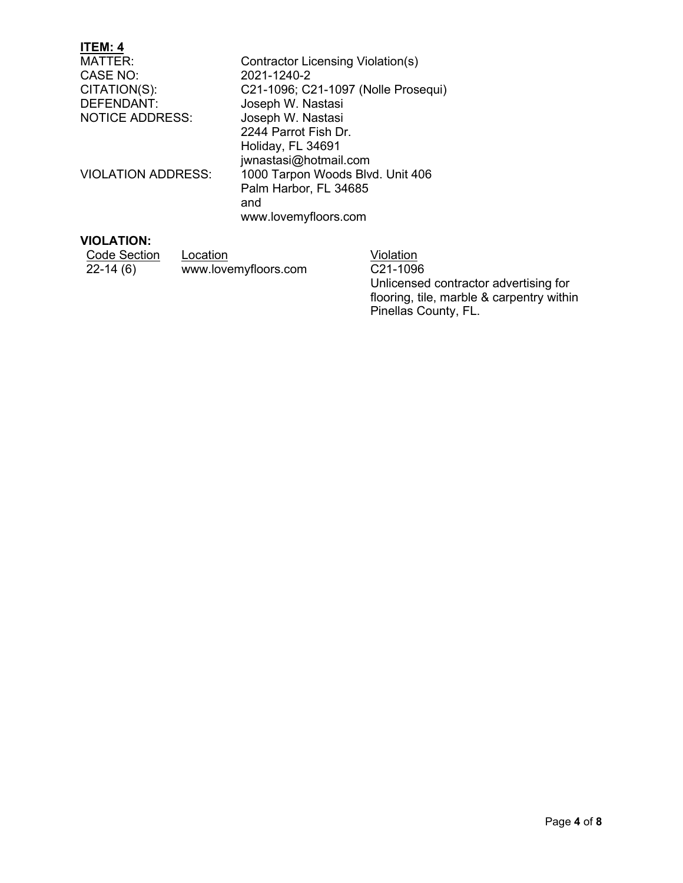**ITEM: 4**

| | |
|---|---|
| MATTER: | Contractor Licensing Violation(s) |
| CASE NO: | 2021-1240-2 |
| CITATION(S): | C21-1096; C21-1097 (Nolle Prosequi) |
| DEFENDANT: | Joseph W. Nastasi |
| NOTICE ADDRESS: | Joseph W. Nastasi<br>2244 Parrot Fish Dr.<br>Holiday, FL 34691<br>jwnastasi@hotmail.com |
| VIOLATION ADDRESS: | 1000 Tarpon Woods Blvd. Unit 406<br>Palm Harbor, FL 34685<br>and<br>www.lovemyfloors.com |

**VIOLATION:**

| Code Section | Location | Violation |
|---|---|---|
| 22-14 (6) | www.lovemyfloors.com | C21-1096<br>Unlicensed contractor advertising for flooring, tile, marble & carpentry within Pinellas County, FL. |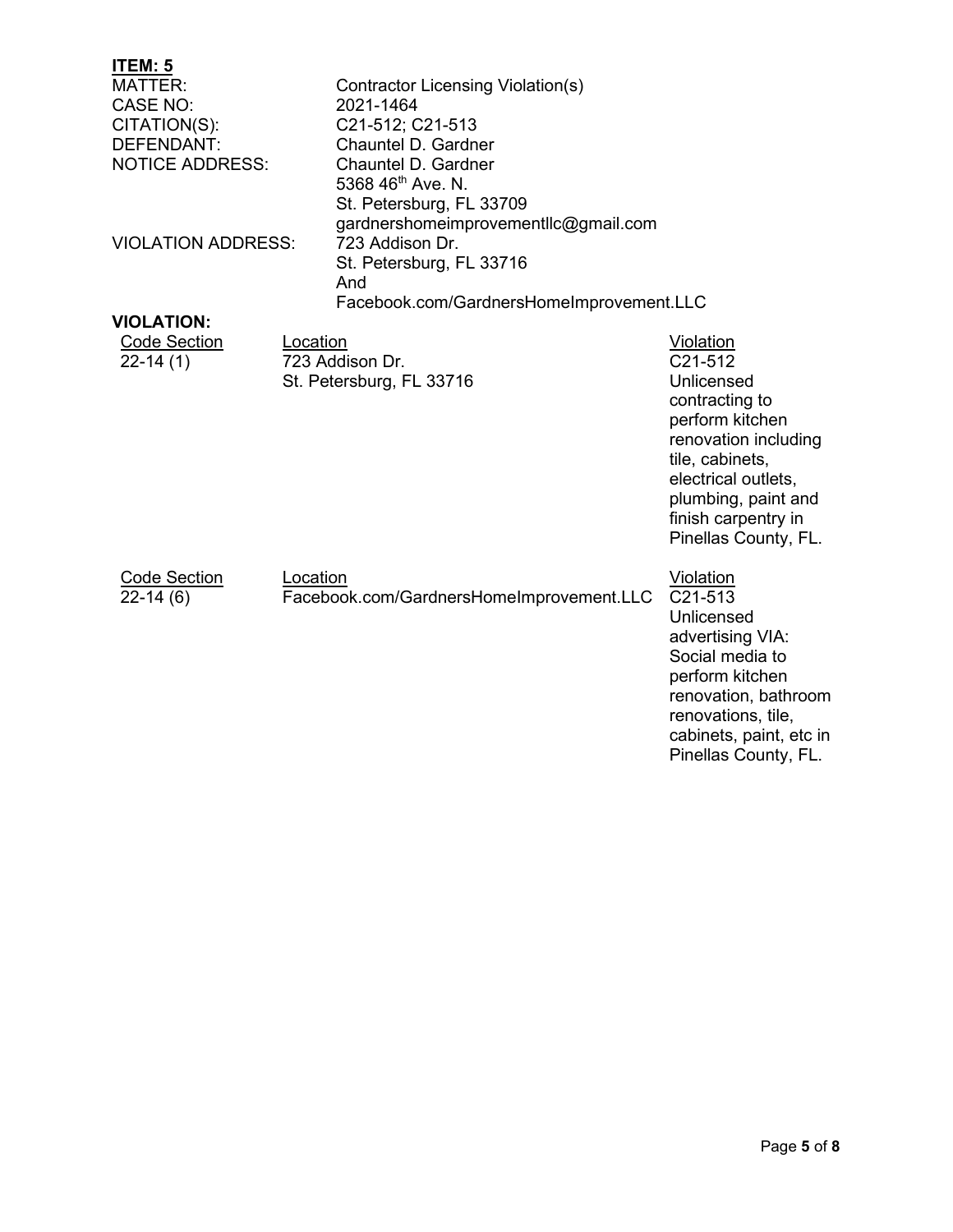**ITEM: 5**

| | |
|---|---|
| MATTER: | Contractor Licensing Violation(s) |
| CASE NO: | 2021-1464 |
| CITATION(S): | C21-512; C21-513 |
| DEFENDANT: | Chauntel D. Gardner |
| NOTICE ADDRESS: | Chauntel D. Gardner<br>5368 46th Ave. N.<br>St. Petersburg, FL 33709<br>gardnershomeimprovementllc@gmail.com |
| VIOLATION ADDRESS: | 723 Addison Dr.<br>St. Petersburg, FL 33716<br>And<br>Facebook.com/GardnersHomeImprovement.LLC |

**VIOLATION:**

| Code Section | Location | Violation |
|---|---|---|
| 22-14 (1) | 723 Addison Dr.<br>St. Petersburg, FL 33716 | C21-512<br>Unlicensed contracting to perform kitchen renovation including tile, cabinets, electrical outlets, plumbing, paint and finish carpentry in Pinellas County, FL. |

| Code Section | Location | Violation |
|---|---|---|
| 22-14 (6) | Facebook.com/GardnersHomeImprovement.LLC | C21-513<br>Unlicensed advertising VIA: Social media to perform kitchen renovation, bathroom renovations, tile, cabinets, paint, etc in Pinellas County, FL. |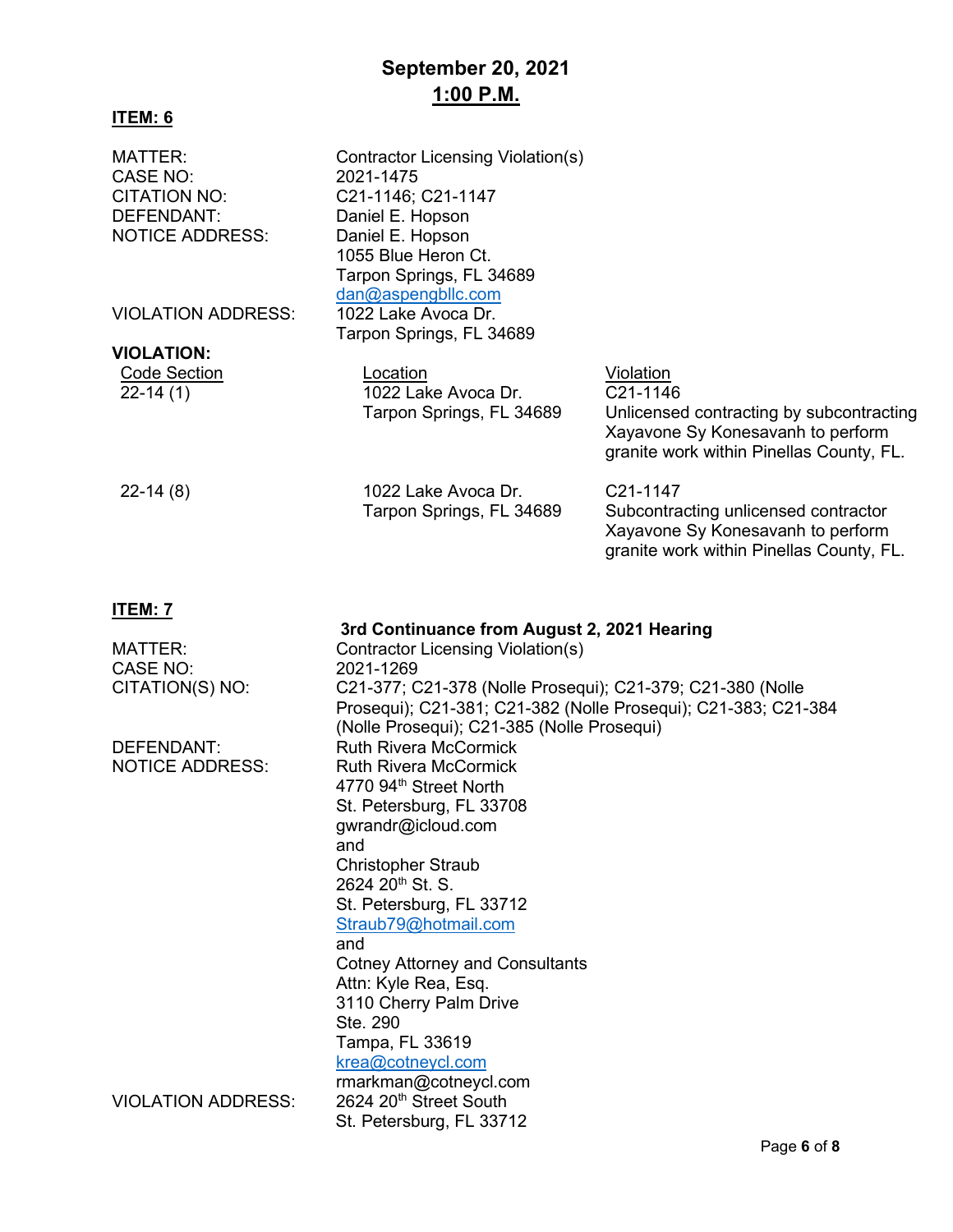# September 20, 2021
## 1:00 P.M.

**ITEM: 6**

MATTER: Contractor Licensing Violation(s)
CASE NO: 2021-1475
CITATION NO: C21-1146; C21-1147
DEFENDANT: Daniel E. Hopson
NOTICE ADDRESS: Daniel E. Hopson
1055 Blue Heron Ct.
Tarpon Springs, FL 34689
dan@aspengbllc.com
VIOLATION ADDRESS: 1022 Lake Avoca Dr.
Tarpon Springs, FL 34689

**VIOLATION:**

| Code Section | Location | Violation |
|---|---|---|
| 22-14 (1) | 1022 Lake Avoca Dr. Tarpon Springs, FL 34689 | C21-1146 Unlicensed contracting by subcontracting Xayavone Sy Konesavanh to perform granite work within Pinellas County, FL. |
| 22-14 (8) | 1022 Lake Avoca Dr. Tarpon Springs, FL 34689 | C21-1147 Subcontracting unlicensed contractor Xayavone Sy Konesavanh to perform granite work within Pinellas County, FL. |

**ITEM: 7**

**3rd Continuance from August 2, 2021 Hearing**

MATTER: Contractor Licensing Violation(s)
CASE NO: 2021-1269
CITATION(S) NO: C21-377; C21-378 (Nolle Prosequi); C21-379; C21-380 (Nolle Prosequi); C21-381; C21-382 (Nolle Prosequi); C21-383; C21-384 (Nolle Prosequi); C21-385 (Nolle Prosequi)
DEFENDANT: Ruth Rivera McCormick
NOTICE ADDRESS: Ruth Rivera McCormick
4770 94th Street North
St. Petersburg, FL 33708
gwrandr@icloud.com
and
Christopher Straub
2624 20th St. S.
St. Petersburg, FL 33712
Straub79@hotmail.com
and
Cotney Attorney and Consultants
Attn: Kyle Rea, Esq.
3110 Cherry Palm Drive
Ste. 290
Tampa, FL 33619
krea@cotneycl.com
rmarkman@cotneycl.com
VIOLATION ADDRESS: 2624 20th Street South
St. Petersburg, FL 33712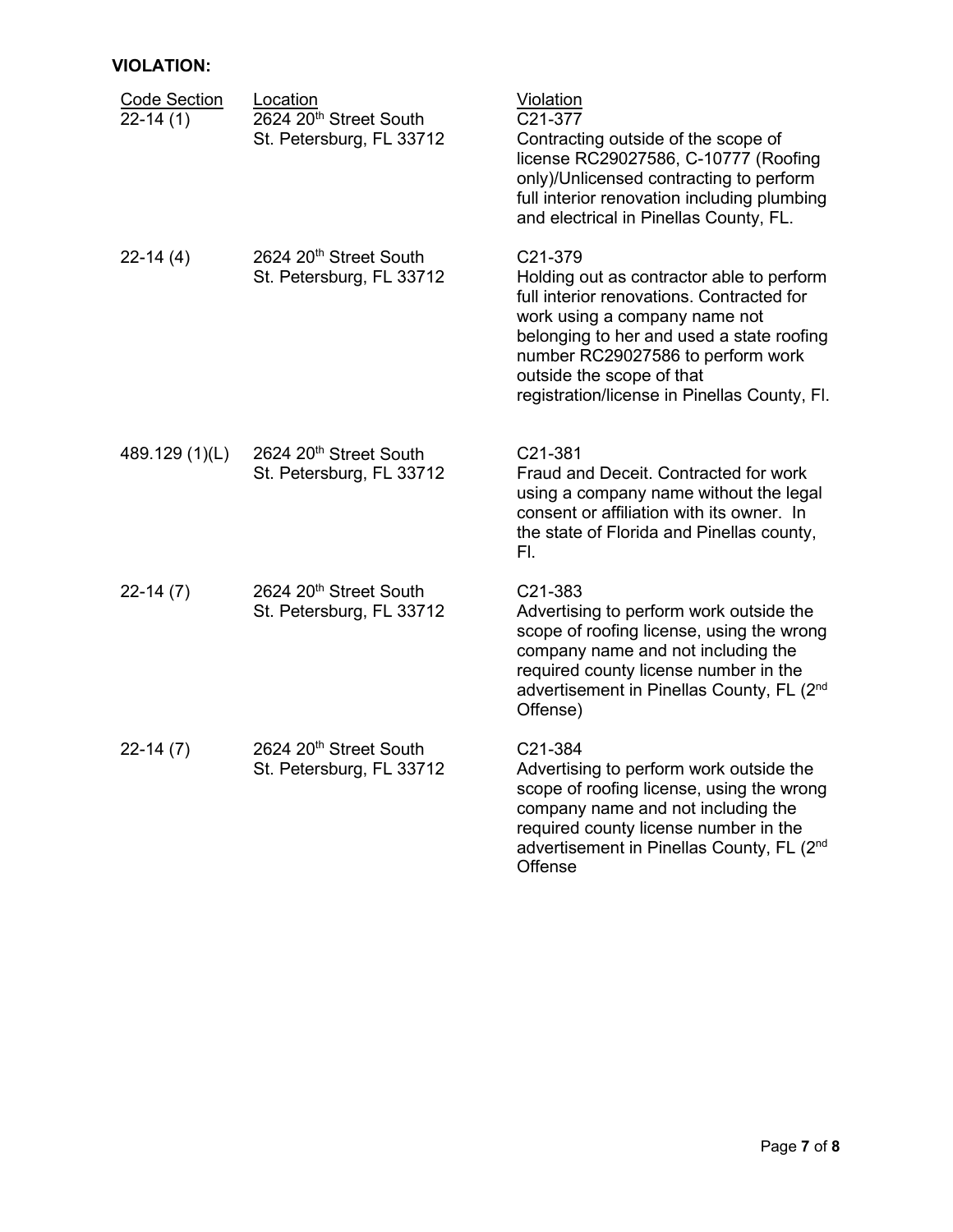**VIOLATION:**

| Code Section | Location | Violation |
|---|---|---|
| 22-14 (1) | 2624 20th Street South St. Petersburg, FL 33712 | C21-377 Contracting outside of the scope of license RC29027586, C-10777 (Roofing only)/Unlicensed contracting to perform full interior renovation including plumbing and electrical in Pinellas County, FL. |
| 22-14 (4) | 2624 20th Street South St. Petersburg, FL 33712 | C21-379 Holding out as contractor able to perform full interior renovations. Contracted for work using a company name not belonging to her and used a state roofing number RC29027586 to perform work outside the scope of that registration/license in Pinellas County, Fl. |
| 489.129 (1)(L) | 2624 20th Street South St. Petersburg, FL 33712 | C21-381 Fraud and Deceit. Contracted for work using a company name without the legal consent or affiliation with its owner. In the state of Florida and Pinellas county, Fl. |
| 22-14 (7) | 2624 20th Street South St. Petersburg, FL 33712 | C21-383 Advertising to perform work outside the scope of roofing license, using the wrong company name and not including the required county license number in the advertisement in Pinellas County, FL (2nd Offense) |
| 22-14 (7) | 2624 20th Street South St. Petersburg, FL 33712 | C21-384 Advertising to perform work outside the scope of roofing license, using the wrong company name and not including the required county license number in the advertisement in Pinellas County, FL (2nd Offense |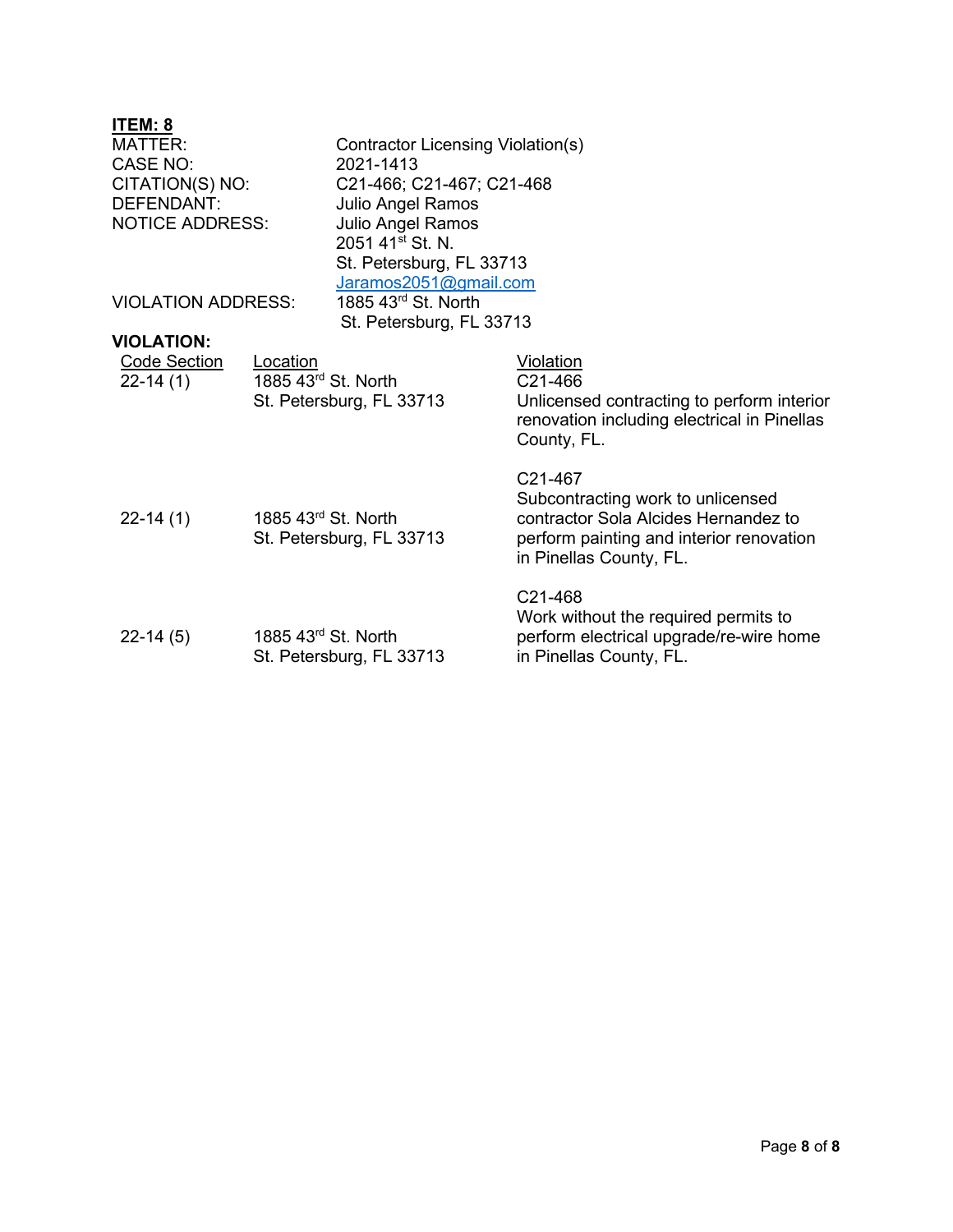**ITEM: 8**

| | |
|---|---|
| MATTER: | Contractor Licensing Violation(s) |
| CASE NO: | 2021-1413 |
| CITATION(S) NO: | C21-466; C21-467; C21-468 |
| DEFENDANT: | Julio Angel Ramos |
| NOTICE ADDRESS: | Julio Angel Ramos<br>2051 41st St. N.<br>St. Petersburg, FL 33713<br>Jaramos2051@gmail.com |
| VIOLATION ADDRESS: | 1885 43rd St. North<br>St. Petersburg, FL 33713 |

**VIOLATION:**

| Code Section | Location | Violation |
|---|---|---|
| 22-14 (1) | 1885 43rd St. North<br>St. Petersburg, FL 33713 | C21-466<br>Unlicensed contracting to perform interior renovation including electrical in Pinellas County, FL. |
| 22-14 (1) | 1885 43rd St. North<br>St. Petersburg, FL 33713 | C21-467<br>Subcontracting work to unlicensed contractor Sola Alcides Hernandez to perform painting and interior renovation in Pinellas County, FL. |
| 22-14 (5) | 1885 43rd St. North<br>St. Petersburg, FL 33713 | C21-468<br>Work without the required permits to perform electrical upgrade/re-wire home in Pinellas County, FL. |